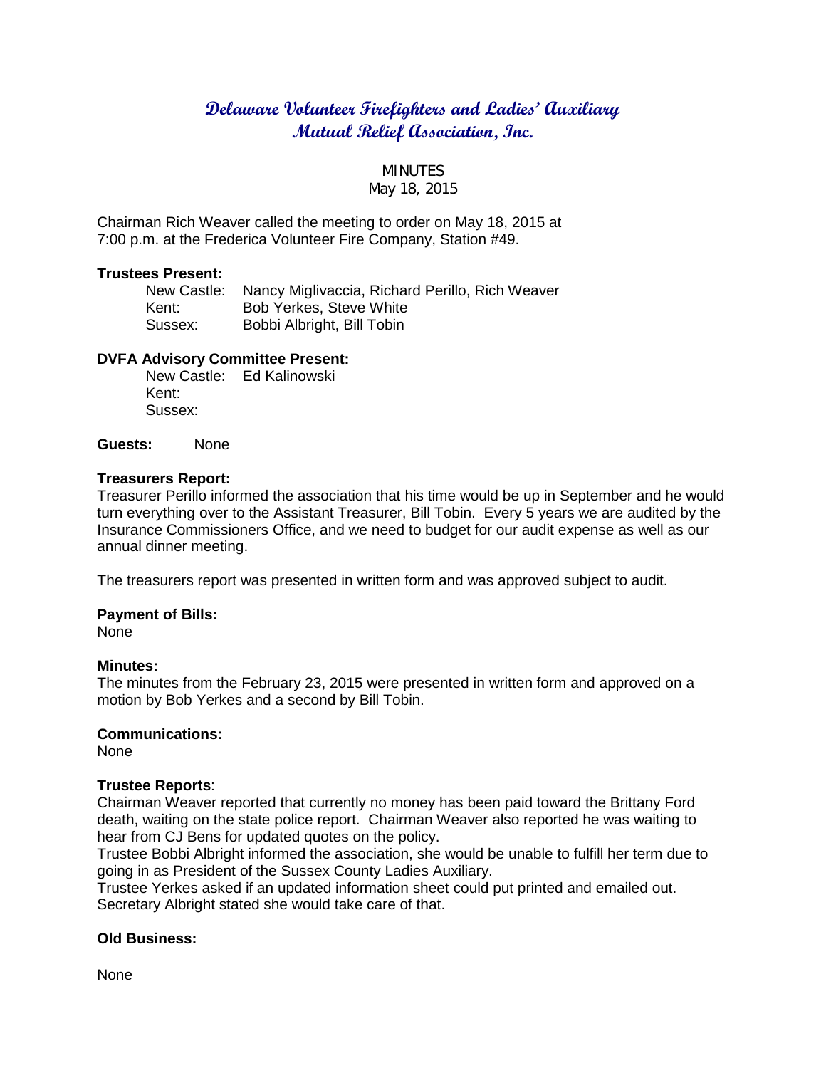# Delaware Volunteer Firefighters and Ladies' Auxiliary Mutual Relief Association, Inc.

MINUTES
May 18, 2015

Chairman Rich Weaver called the meeting to order on May 18, 2015 at 7:00 p.m. at the Frederica Volunteer Fire Company, Station #49.

**Trustees Present:**

| | |
|---|---|
| New Castle: | Nancy Miglivaccia, Richard Perillo, Rich Weaver |
| Kent: | Bob Yerkes, Steve White |
| Sussex: | Bobbi Albright, Bill Tobin |

**DVFA Advisory Committee Present:**

| | |
|---|---|
| New Castle: | Ed Kalinowski |
| Kent: | |
| Sussex: | |

**Guests:** None

**Treasurers Report:**

Treasurer Perillo informed the association that his time would be up in September and he would turn everything over to the Assistant Treasurer, Bill Tobin. Every 5 years we are audited by the Insurance Commissioners Office, and we need to budget for our audit expense as well as our annual dinner meeting.

The treasurers report was presented in written form and was approved subject to audit.

**Payment of Bills:**

None

**Minutes:**

The minutes from the February 23, 2015 were presented in written form and approved on a motion by Bob Yerkes and a second by Bill Tobin.

**Communications:**

None

**Trustee Reports**:

Chairman Weaver reported that currently no money has been paid toward the Brittany Ford death, waiting on the state police report. Chairman Weaver also reported he was waiting to hear from CJ Bens for updated quotes on the policy.

Trustee Bobbi Albright informed the association, she would be unable to fulfill her term due to going in as President of the Sussex County Ladies Auxiliary.

Trustee Yerkes asked if an updated information sheet could put printed and emailed out. Secretary Albright stated she would take care of that.

**Old Business:**

None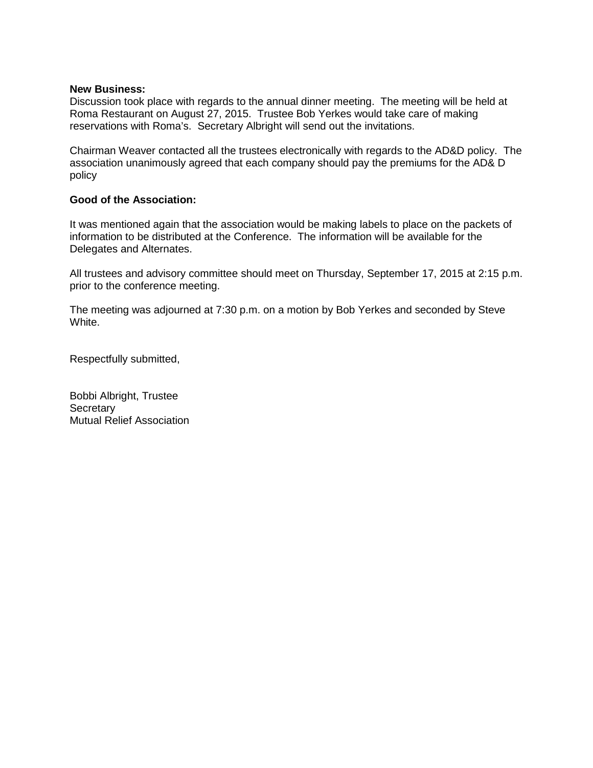**New Business:**
Discussion took place with regards to the annual dinner meeting. The meeting will be held at Roma Restaurant on August 27, 2015. Trustee Bob Yerkes would take care of making reservations with Roma's. Secretary Albright will send out the invitations.

Chairman Weaver contacted all the trustees electronically with regards to the AD&D policy. The association unanimously agreed that each company should pay the premiums for the AD& D policy

**Good of the Association:**

It was mentioned again that the association would be making labels to place on the packets of information to be distributed at the Conference. The information will be available for the Delegates and Alternates.

All trustees and advisory committee should meet on Thursday, September 17, 2015 at 2:15 p.m. prior to the conference meeting.

The meeting was adjourned at 7:30 p.m. on a motion by Bob Yerkes and seconded by Steve White.

Respectfully submitted,

Bobbi Albright, Trustee
Secretary
Mutual Relief Association